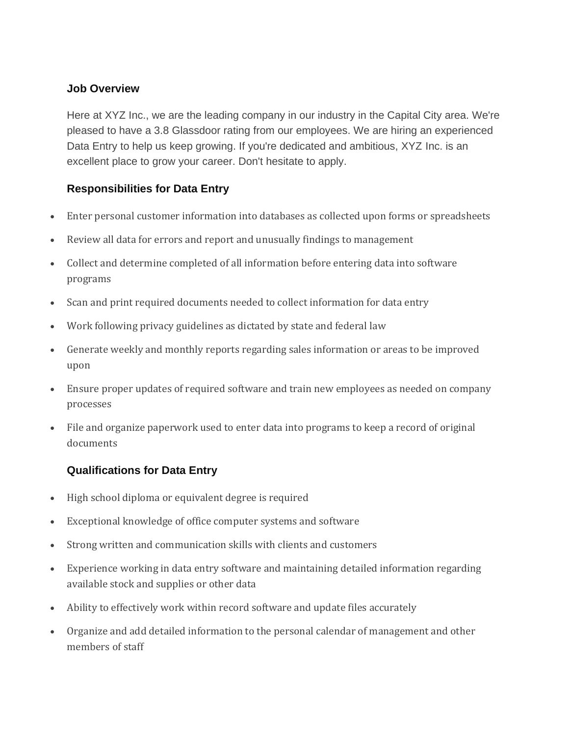### Job Overview

Here at XYZ Inc., we are the leading company in our industry in the Capital City area. We're pleased to have a 3.8 Glassdoor rating from our employees. We are hiring an experienced Data Entry to help us keep growing. If you're dedicated and ambitious, XYZ Inc. is an excellent place to grow your career. Don't hesitate to apply.

### Responsibilities for Data Entry

- Enter personal customer information into databases as collected upon forms or spreadsheets
- Review all data for errors and report and unusually findings to management
- Collect and determine completed of all information before entering data into software programs
- Scan and print required documents needed to collect information for data entry
- Work following privacy guidelines as dictated by state and federal law
- Generate weekly and monthly reports regarding sales information or areas to be improved upon
- Ensure proper updates of required software and train new employees as needed on company processes
- File and organize paperwork used to enter data into programs to keep a record of original documents

### Qualifications for Data Entry

- High school diploma or equivalent degree is required
- Exceptional knowledge of office computer systems and software
- Strong written and communication skills with clients and customers
- Experience working in data entry software and maintaining detailed information regarding available stock and supplies or other data
- Ability to effectively work within record software and update files accurately
- Organize and add detailed information to the personal calendar of management and other members of staff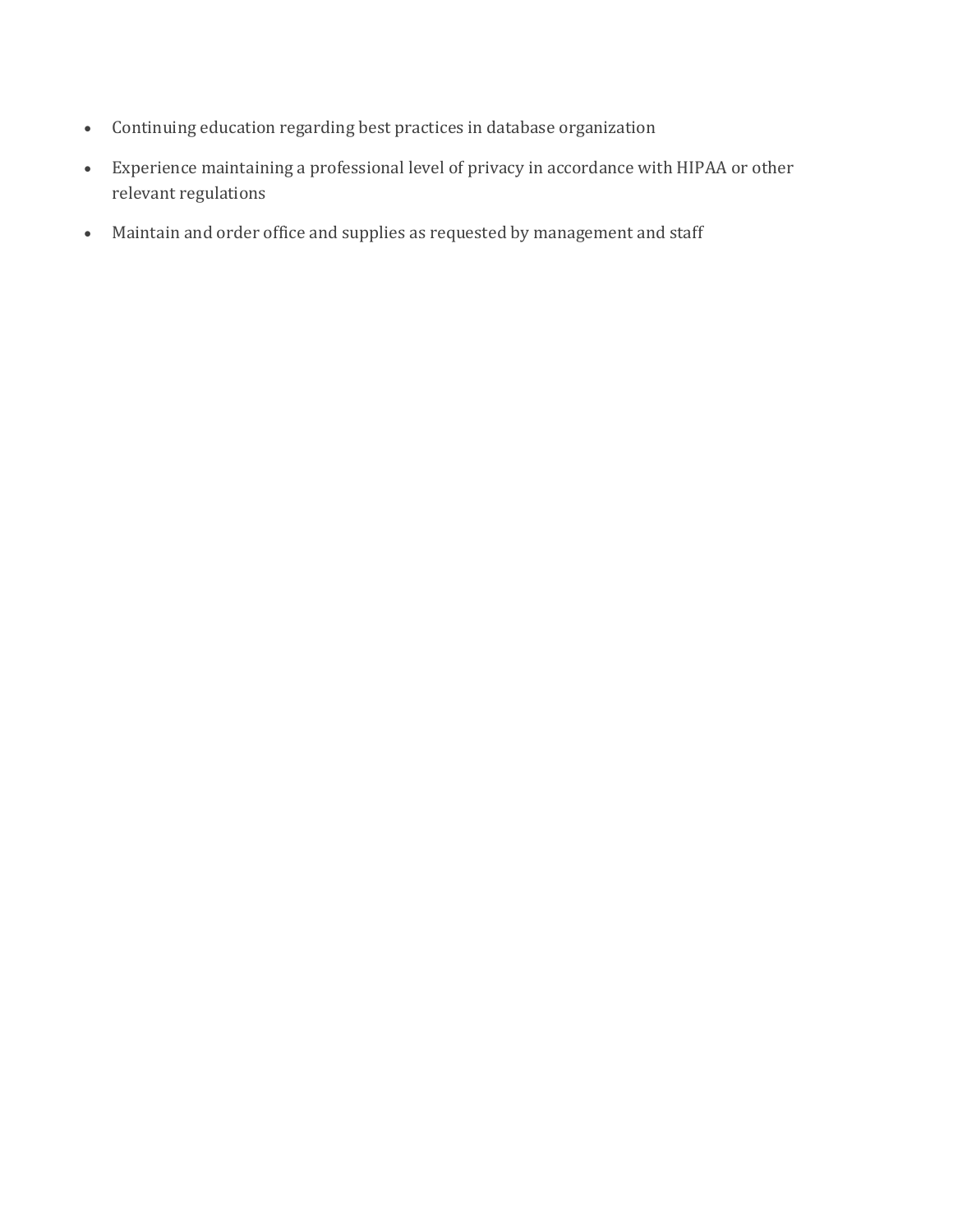- Continuing education regarding best practices in database organization
- Experience maintaining a professional level of privacy in accordance with HIPAA or other relevant regulations
- Maintain and order office and supplies as requested by management and staff